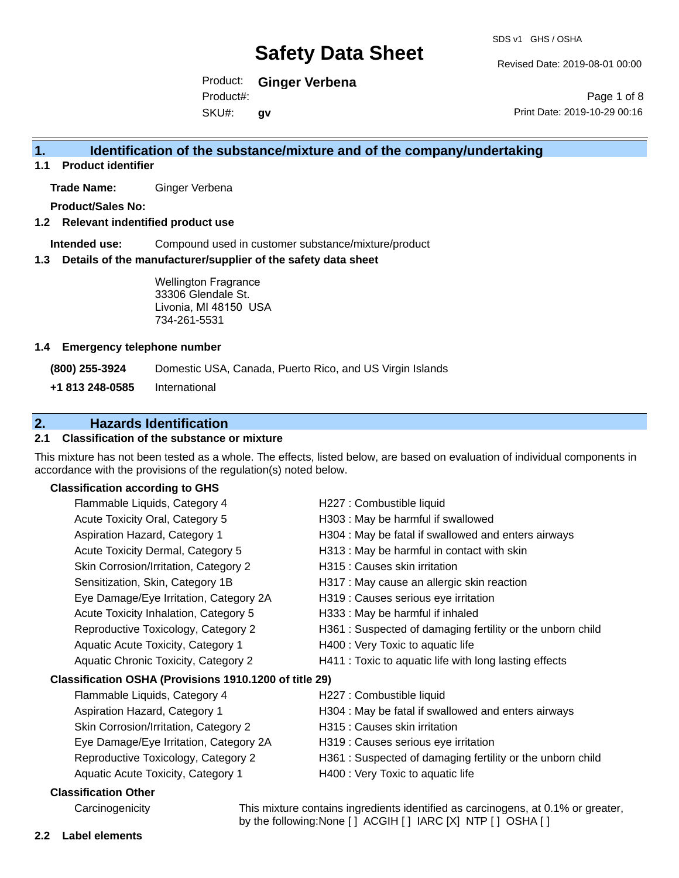# Safety Data Sheet

SDS v1 GHS / OSHA

Revised Date: 2019-08-01 00:00

Product: **Ginger Verbena**
Product#:
SKU#: **gv**

Print Date: 2019-10-29 00:16

## 1. Identification of the substance/mixture and of the company/undertaking

### 1.1 Product identifier

**Trade Name:** Ginger Verbena

**Product/Sales No:**

### 1.2 Relevant identified product use

**Intended use:** Compound used in customer substance/mixture/product

### 1.3 Details of the manufacturer/supplier of the safety data sheet

Wellington Fragrance
33306 Glendale St.
Livonia, MI 48150 USA
734-261-5531

### 1.4 Emergency telephone number

**(800) 255-3924** Domestic USA, Canada, Puerto Rico, and US Virgin Islands

**+1 813 248-0585** International

## 2. Hazards Identification

### 2.1 Classification of the substance or mixture

This mixture has not been tested as a whole. The effects, listed below, are based on evaluation of individual components in accordance with the provisions of the regulation(s) noted below.

**Classification according to GHS**

| | |
|---|---|
| Flammable Liquids, Category 4 | H227 : Combustible liquid |
| Acute Toxicity Oral, Category 5 | H303 : May be harmful if swallowed |
| Aspiration Hazard, Category 1 | H304 : May be fatal if swallowed and enters airways |
| Acute Toxicity Dermal, Category 5 | H313 : May be harmful in contact with skin |
| Skin Corrosion/Irritation, Category 2 | H315 : Causes skin irritation |
| Sensitization, Skin, Category 1B | H317 : May cause an allergic skin reaction |
| Eye Damage/Eye Irritation, Category 2A | H319 : Causes serious eye irritation |
| Acute Toxicity Inhalation, Category 5 | H333 : May be harmful if inhaled |
| Reproductive Toxicology, Category 2 | H361 : Suspected of damaging fertility or the unborn child |
| Aquatic Acute Toxicity, Category 1 | H400 : Very Toxic to aquatic life |
| Aquatic Chronic Toxicity, Category 2 | H411 : Toxic to aquatic life with long lasting effects |

**Classification OSHA (Provisions 1910.1200 of title 29)**

| | |
|---|---|
| Flammable Liquids, Category 4 | H227 : Combustible liquid |
| Aspiration Hazard, Category 1 | H304 : May be fatal if swallowed and enters airways |
| Skin Corrosion/Irritation, Category 2 | H315 : Causes skin irritation |
| Eye Damage/Eye Irritation, Category 2A | H319 : Causes serious eye irritation |
| Reproductive Toxicology, Category 2 | H361 : Suspected of damaging fertility or the unborn child |
| Aquatic Acute Toxicity, Category 1 | H400 : Very Toxic to aquatic life |

**Classification Other**

Carcinogenicity: This mixture contains ingredients identified as carcinogens, at 0.1% or greater, by the following:None [ ] ACGIH [ ] IARC [X] NTP [ ] OSHA [ ]

### 2.2 Label elements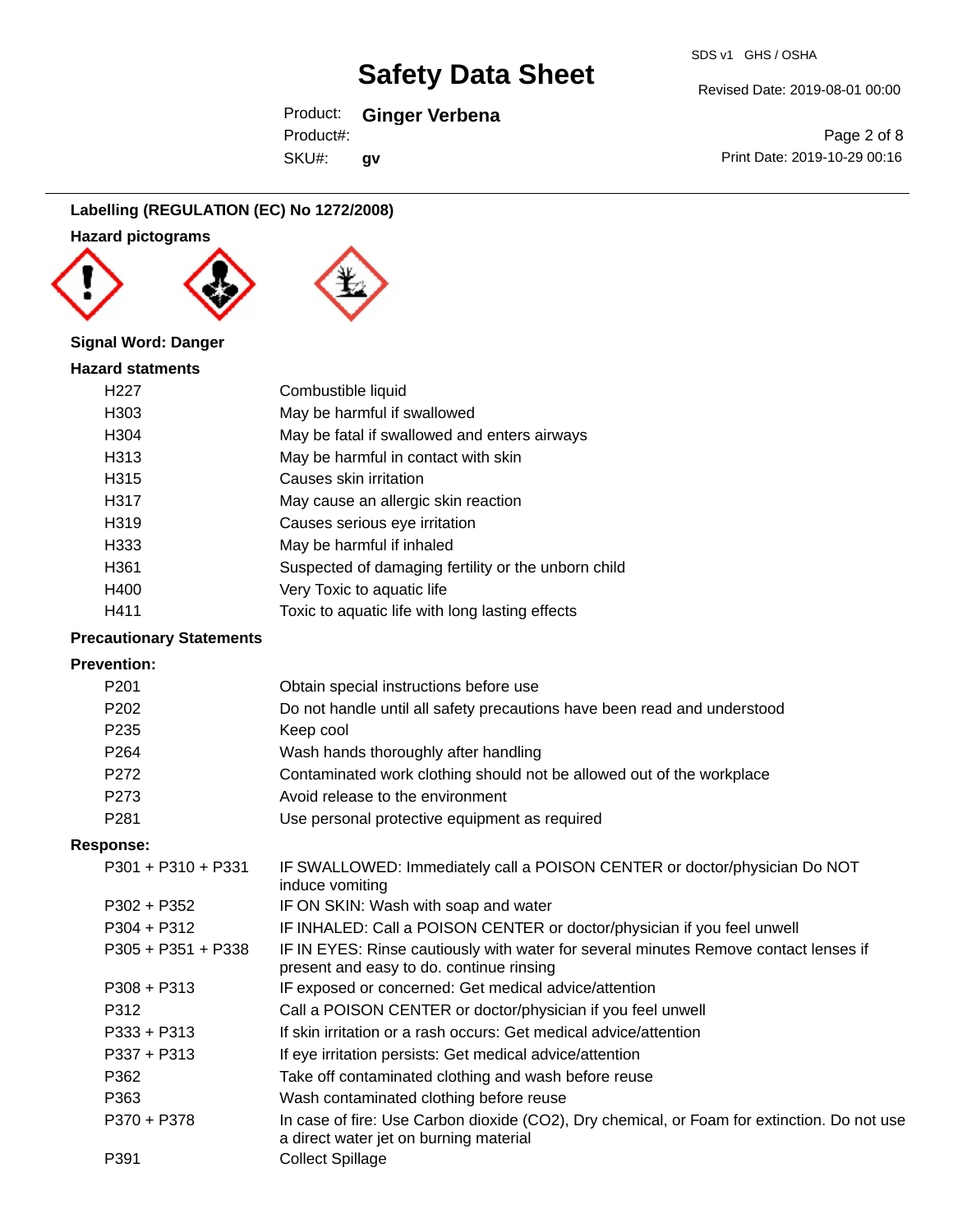## Labelling (REGULATION (EC) No 1272/2008)

### Hazard pictograms

### Signal Word: Danger

### Hazard statments

| | |
|---|---|
| H227 | Combustible liquid |
| H303 | May be harmful if swallowed |
| H304 | May be fatal if swallowed and enters airways |
| H313 | May be harmful in contact with skin |
| H315 | Causes skin irritation |
| H317 | May cause an allergic skin reaction |
| H319 | Causes serious eye irritation |
| H333 | May be harmful if inhaled |
| H361 | Suspected of damaging fertility or the unborn child |
| H400 | Very Toxic to aquatic life |
| H411 | Toxic to aquatic life with long lasting effects |

### Precautionary Statements

#### Prevention:

| | |
|---|---|
| P201 | Obtain special instructions before use |
| P202 | Do not handle until all safety precautions have been read and understood |
| P235 | Keep cool |
| P264 | Wash hands thoroughly after handling |
| P272 | Contaminated work clothing should not be allowed out of the workplace |
| P273 | Avoid release to the environment |
| P281 | Use personal protective equipment as required |

#### Response:

| | |
|---|---|
| P301 + P310 + P331 | IF SWALLOWED: Immediately call a POISON CENTER or doctor/physician Do NOT induce vomiting |
| P302 + P352 | IF ON SKIN: Wash with soap and water |
| P304 + P312 | IF INHALED: Call a POISON CENTER or doctor/physician if you feel unwell |
| P305 + P351 + P338 | IF IN EYES: Rinse cautiously with water for several minutes Remove contact lenses if present and easy to do. continue rinsing |
| P308 + P313 | IF exposed or concerned: Get medical advice/attention |
| P312 | Call a POISON CENTER or doctor/physician if you feel unwell |
| P333 + P313 | If skin irritation or a rash occurs: Get medical advice/attention |
| P337 + P313 | If eye irritation persists: Get medical advice/attention |
| P362 | Take off contaminated clothing and wash before reuse |
| P363 | Wash contaminated clothing before reuse |
| P370 + P378 | In case of fire: Use Carbon dioxide ($CO_2$), Dry chemical, or Foam for extinction. Do not use a direct water jet on burning material |
| P391 | Collect Spillage |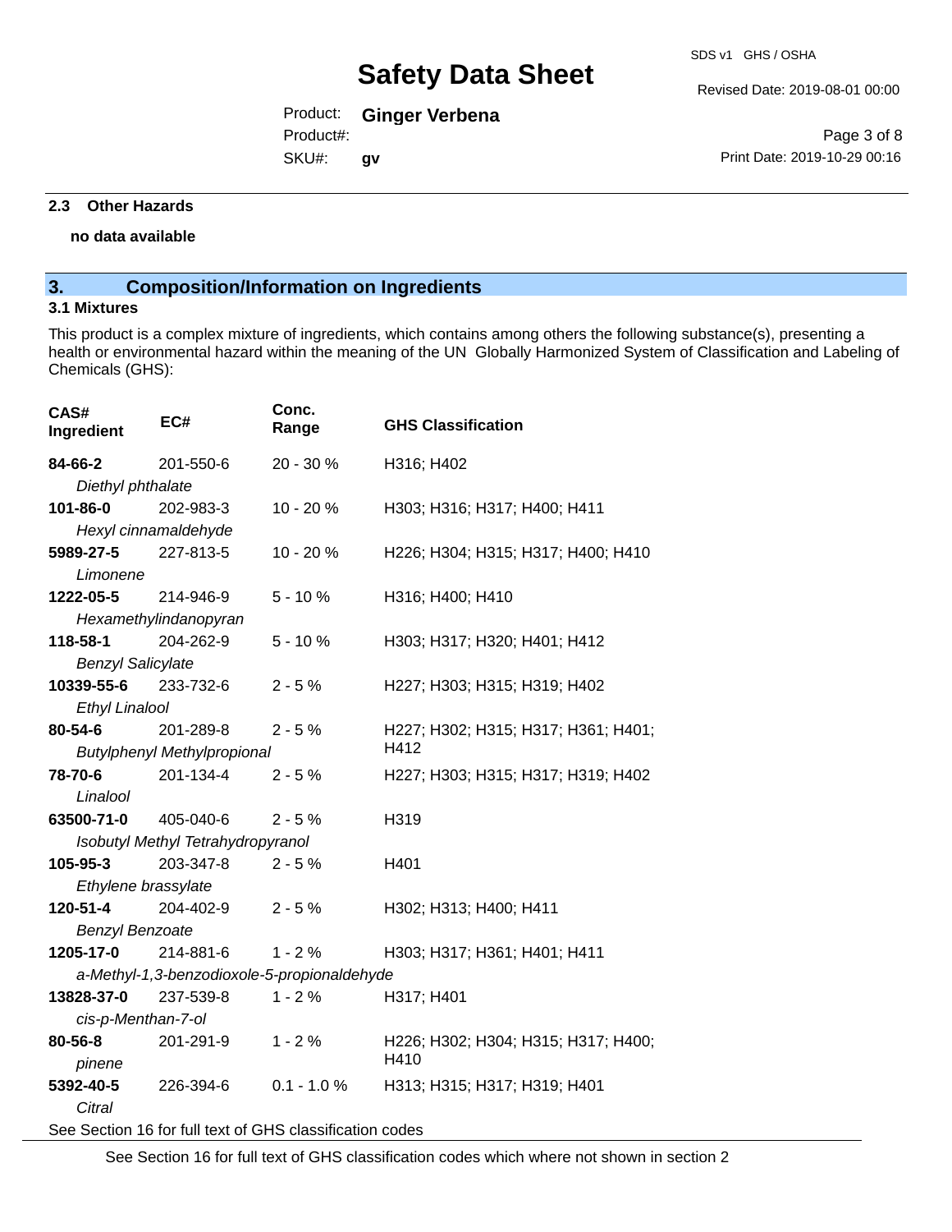### 2.3 Other Hazards

**no data available**

## 3. Composition/Information on Ingredients

### 3.1 Mixtures

This product is a complex mixture of ingredients, which contains among others the following substance(s), presenting a health or environmental hazard within the meaning of the UN Globally Harmonized System of Classification and Labeling of Chemicals (GHS):

| CAS# Ingredient | EC# | Conc. Range | GHS Classification |
|---|---|---|---|
| **84-66-2** *Diethyl phthalate* | 201-550-6 | 20 - 30 % | H316; H402 |
| **101-86-0** *Hexyl cinnamaldehyde* | 202-983-3 | 10 - 20 % | H303; H316; H317; H400; H411 |
| **5989-27-5** *Limonene* | 227-813-5 | 10 - 20 % | H226; H304; H315; H317; H400; H410 |
| **1222-05-5** *Hexamethylindanopyran* | 214-946-9 | 5 - 10 % | H316; H400; H410 |
| **118-58-1** *Benzyl Salicylate* | 204-262-9 | 5 - 10 % | H303; H317; H320; H401; H412 |
| **10339-55-6** *Ethyl Linalool* | 233-732-6 | 2 - 5 % | H227; H303; H315; H319; H402 |
| **80-54-6** *Butylphenyl Methylpropional* | 201-289-8 | 2 - 5 % | H227; H302; H315; H317; H361; H401; H412 |
| **78-70-6** *Linalool* | 201-134-4 | 2 - 5 % | H227; H303; H315; H317; H319; H402 |
| **63500-71-0** *Isobutyl Methyl Tetrahydropyranol* | 405-040-6 | 2 - 5 % | H319 |
| **105-95-3** *Ethylene brassylate* | 203-347-8 | 2 - 5 % | H401 |
| **120-51-4** *Benzyl Benzoate* | 204-402-9 | 2 - 5 % | H302; H313; H400; H411 |
| **1205-17-0** *a-Methyl-1,3-benzodioxole-5-propionaldehyde* | 214-881-6 | 1 - 2 % | H303; H317; H361; H401; H411 |
| **13828-37-0** *cis-p-Menthan-7-ol* | 237-539-8 | 1 - 2 % | H317; H401 |
| **80-56-8** *pinene* | 201-291-9 | 1 - 2 % | H226; H302; H304; H315; H317; H400; H410 |
| **5392-40-5** *Citral* | 226-394-6 | 0.1 - 1.0 % | H313; H315; H317; H319; H401 |

See Section 16 for full text of GHS classification codes

See Section 16 for full text of GHS classification codes which where not shown in section 2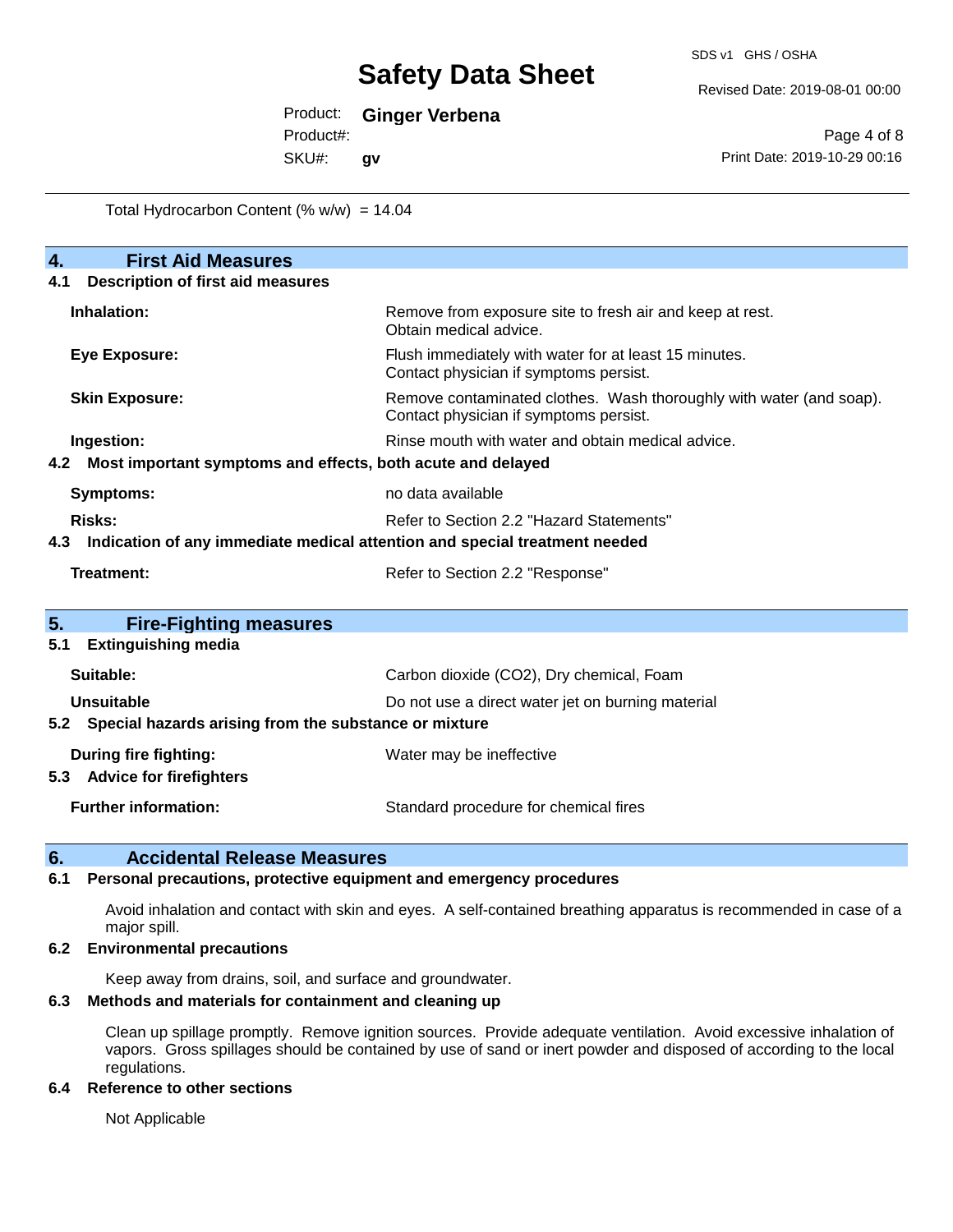Total Hydrocarbon Content (% w/w) = 14.04

## 4. First Aid Measures

### 4.1 Description of first aid measures

| | |
|---|---|
| **Inhalation:** | Remove from exposure site to fresh air and keep at rest. Obtain medical advice. |
| **Eye Exposure:** | Flush immediately with water for at least 15 minutes. Contact physician if symptoms persist. |
| **Skin Exposure:** | Remove contaminated clothes. Wash thoroughly with water (and soap). Contact physician if symptoms persist. |
| **Ingestion:** | Rinse mouth with water and obtain medical advice. |

### 4.2 Most important symptoms and effects, both acute and delayed

| | |
|---|---|
| **Symptoms:** | no data available |
| **Risks:** | Refer to Section 2.2 "Hazard Statements" |

### 4.3 Indication of any immediate medical attention and special treatment needed

| | |
|---|---|
| **Treatment:** | Refer to Section 2.2 "Response" |

## 5. Fire-Fighting measures

### 5.1 Extinguishing media

| | |
|---|---|
| **Suitable:** | Carbon dioxide ($CO_2$), Dry chemical, Foam |
| **Unsuitable** | Do not use a direct water jet on burning material |

### 5.2 Special hazards arising from the substance or mixture

| | |
|---|---|
| **During fire fighting:** | Water may be ineffective |

### 5.3 Advice for firefighters

| | |
|---|---|
| **Further information:** | Standard procedure for chemical fires |

## 6. Accidental Release Measures

### 6.1 Personal precautions, protective equipment and emergency procedures

Avoid inhalation and contact with skin and eyes. A self-contained breathing apparatus is recommended in case of a major spill.

### 6.2 Environmental precautions

Keep away from drains, soil, and surface and groundwater.

### 6.3 Methods and materials for containment and cleaning up

Clean up spillage promptly. Remove ignition sources. Provide adequate ventilation. Avoid excessive inhalation of vapors. Gross spillages should be contained by use of sand or inert powder and disposed of according to the local regulations.

### 6.4 Reference to other sections

Not Applicable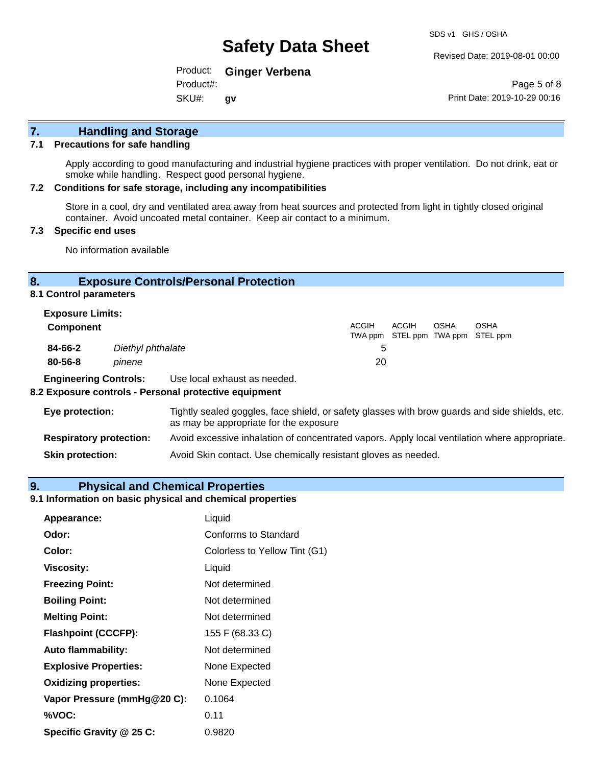## 7. Handling and Storage

### 7.1 Precautions for safe handling

Apply according to good manufacturing and industrial hygiene practices with proper ventilation. Do not drink, eat or smoke while handling. Respect good personal hygiene.

### 7.2 Conditions for safe storage, including any incompatibilities

Store in a cool, dry and ventilated area away from heat sources and protected from light in tightly closed original container. Avoid uncoated metal container. Keep air contact to a minimum.

### 7.3 Specific end uses

No information available

## 8. Exposure Controls/Personal Protection

### 8.1 Control parameters

**Exposure Limits:**

| Component | | ACGIH TWA ppm | ACGIH STEL ppm | OSHA TWA ppm | OSHA STEL ppm |
|---|---|---|---|---|---|
| **84-66-2** | *Diethyl phthalate* | 5 | | | |
| **80-56-8** | *pinene* | 20 | | | |

**Engineering Controls:** Use local exhaust as needed.

### 8.2 Exposure controls - Personal protective equipment

**Eye protection:** Tightly sealed goggles, face shield, or safety glasses with brow guards and side shields, etc. as may be appropriate for the exposure

**Respiratory protection:** Avoid excessive inhalation of concentrated vapors. Apply local ventilation where appropriate.

**Skin protection:** Avoid Skin contact. Use chemically resistant gloves as needed.

## 9. Physical and Chemical Properties

### 9.1 Information on basic physical and chemical properties

| Property | Value |
|---|---|
| **Appearance:** | Liquid |
| **Odor:** | Conforms to Standard |
| **Color:** | Colorless to Yellow Tint (G1) |
| **Viscosity:** | Liquid |
| **Freezing Point:** | Not determined |
| **Boiling Point:** | Not determined |
| **Melting Point:** | Not determined |
| **Flashpoint (CCCFP):** | 155 F (68.33 C) |
| **Auto flammability:** | Not determined |
| **Explosive Properties:** | None Expected |
| **Oxidizing properties:** | None Expected |
| **Vapor Pressure (mmHg@20 C):** | 0.1064 |
| **%VOC:** | 0.11 |
| **Specific Gravity @ 25 C:** | 0.9820 |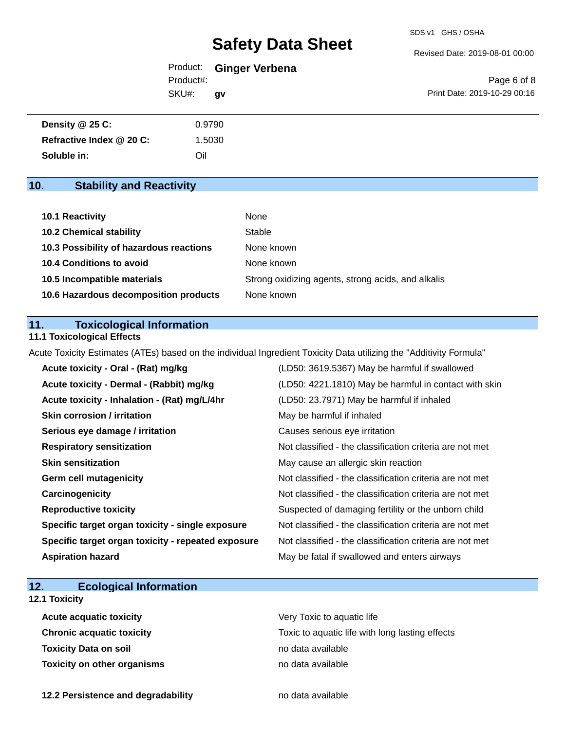| | |
|---|---|
| **Density @ 25 C:** | 0.9790 |
| **Refractive Index @ 20 C:** | 1.5030 |
| **Soluble in:** | Oil |

## 10. Stability and Reactivity

| | |
|---|---|
| **10.1 Reactivity** | None |
| **10.2 Chemical stability** | Stable |
| **10.3 Possibility of hazardous reactions** | None known |
| **10.4 Conditions to avoid** | None known |
| **10.5 Incompatible materials** | Strong oxidizing agents, strong acids, and alkalis |
| **10.6 Hazardous decomposition products** | None known |

## 11. Toxicological Information

### 11.1 Toxicological Effects

Acute Toxicity Estimates (ATEs) based on the individual Ingredient Toxicity Data utilizing the "Additivity Formula"

| | |
|---|---|
| **Acute toxicity - Oral - (Rat) mg/kg** | (LD50: 3619.5367) May be harmful if swallowed |
| **Acute toxicity - Dermal - (Rabbit) mg/kg** | (LD50: 4221.1810) May be harmful in contact with skin |
| **Acute toxicity - Inhalation - (Rat) mg/L/4hr** | (LD50: 23.7971) May be harmful if inhaled |
| **Skin corrosion / irritation** | May be harmful if inhaled |
| **Serious eye damage / irritation** | Causes serious eye irritation |
| **Respiratory sensitization** | Not classified - the classification criteria are not met |
| **Skin sensitization** | May cause an allergic skin reaction |
| **Germ cell mutagenicity** | Not classified - the classification criteria are not met |
| **Carcinogenicity** | Not classified - the classification criteria are not met |
| **Reproductive toxicity** | Suspected of damaging fertility or the unborn child |
| **Specific target organ toxicity - single exposure** | Not classified - the classification criteria are not met |
| **Specific target organ toxicity - repeated exposure** | Not classified - the classification criteria are not met |
| **Aspiration hazard** | May be fatal if swallowed and enters airways |

## 12. Ecological Information

### 12.1 Toxicity

| | |
|---|---|
| **Acute acquatic toxicity** | Very Toxic to aquatic life |
| **Chronic acquatic toxicity** | Toxic to aquatic life with long lasting effects |
| **Toxicity Data on soil** | no data available |
| **Toxicity on other organisms** | no data available |

| | |
|---|---|
| **12.2 Persistence and degradability** | no data available |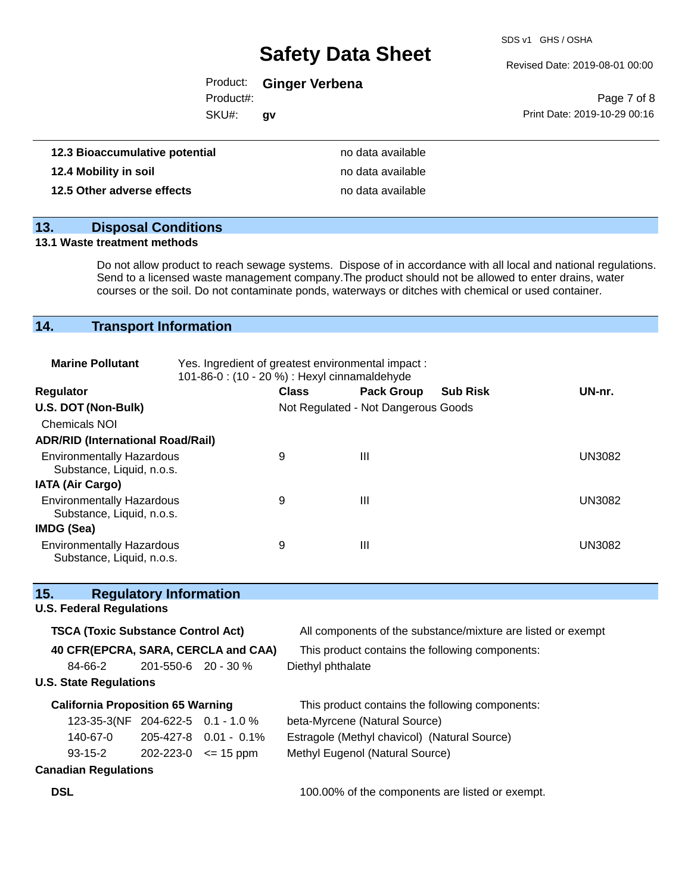| | |
|---|---|
| **12.3 Bioaccumulative potential** | no data available |
| **12.4 Mobility in soil** | no data available |
| **12.5 Other adverse effects** | no data available |

## 13. Disposal Conditions

### 13.1 Waste treatment methods

Do not allow product to reach sewage systems. Dispose of in accordance with all local and national regulations. Send to a licensed waste management company.The product should not be allowed to enter drains, water courses or the soil. Do not contaminate ponds, waterways or ditches with chemical or used container.

## 14. Transport Information

**Marine Pollutant** Yes. Ingredient of greatest environmental impact : 101-86-0 : (10 - 20 %) : Hexyl cinnamaldehyde

| Regulator | Class | Pack Group | Sub Risk | UN-nr. |
|---|---|---|---|---|
| **U.S. DOT (Non-Bulk)** | Not Regulated - Not Dangerous Goods | | | |
| Chemicals NOI | | | | |
| **ADR/RID (International Road/Rail)** | | | | |
| Environmentally Hazardous Substance, Liquid, n.o.s. | 9 | III | | UN3082 |
| **IATA (Air Cargo)** | | | | |
| Environmentally Hazardous Substance, Liquid, n.o.s. | 9 | III | | UN3082 |
| **IMDG (Sea)** | | | | |
| Environmentally Hazardous Substance, Liquid, n.o.s. | 9 | III | | UN3082 |

## 15. Regulatory Information

### U.S. Federal Regulations

**TSCA (Toxic Substance Control Act)** All components of the substance/mixture are listed or exempt

**40 CFR(EPCRA, SARA, CERCLA and CAA)** This product contains the following components:

| | | | |
|---|---|---|---|
| 84-66-2 | 201-550-6 | 20 - 30 % | Diethyl phthalate |

### U.S. State Regulations

**California Proposition 65 Warning** This product contains the following components:

| | | | |
|---|---|---|---|
| 123-35-3(NF | 204-622-5 | 0.1 - 1.0 % | beta-Myrcene (Natural Source) |
| 140-67-0 | 205-427-8 | 0.01 - 0.1% | Estragole (Methyl chavicol) (Natural Source) |
| 93-15-2 | 202-223-0 | <= 15 ppm | Methyl Eugenol (Natural Source) |

### Canadian Regulations

**DSL** 100.00% of the components are listed or exempt.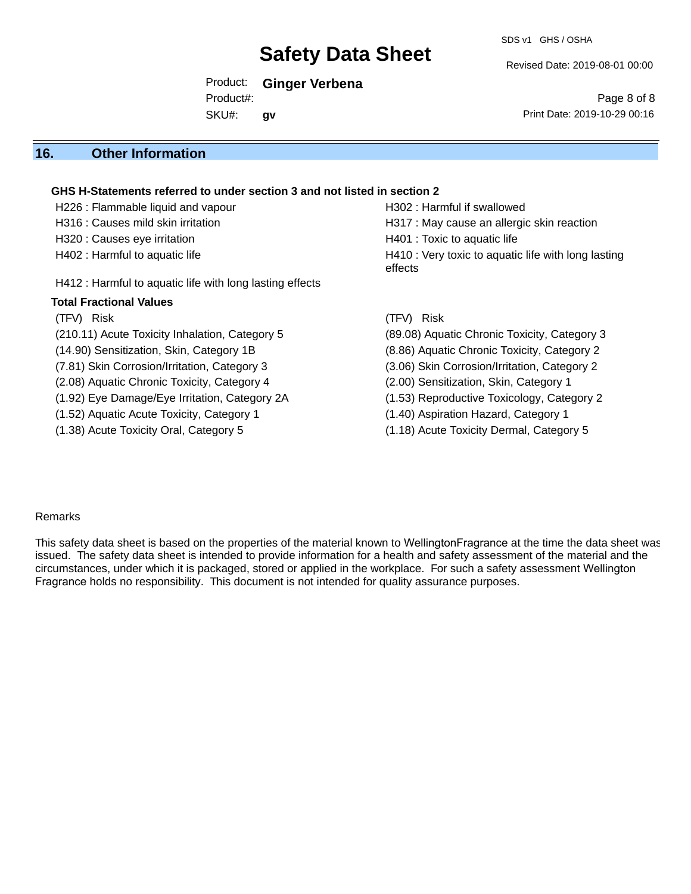## 16. Other Information

**GHS H-Statements referred to under section 3 and not listed in section 2**

- H226 : Flammable liquid and vapour
- H302 : Harmful if swallowed
- H316 : Causes mild skin irritation
- H317 : May cause an allergic skin reaction
- H320 : Causes eye irritation
- H401 : Toxic to aquatic life
- H402 : Harmful to aquatic life
- H410 : Very toxic to aquatic life with long lasting effects
- H412 : Harmful to aquatic life with long lasting effects

**Total Fractional Values**

| (TFV) | Risk | (TFV) | Risk |
|---|---|---|---|
| (210.11) | Acute Toxicity Inhalation, Category 5 | (89.08) | Aquatic Chronic Toxicity, Category 3 |
| (14.90) | Sensitization, Skin, Category 1B | (8.86) | Aquatic Chronic Toxicity, Category 2 |
| (7.81) | Skin Corrosion/Irritation, Category 3 | (3.06) | Skin Corrosion/Irritation, Category 2 |
| (2.08) | Aquatic Chronic Toxicity, Category 4 | (2.00) | Sensitization, Skin, Category 1 |
| (1.92) | Eye Damage/Eye Irritation, Category 2A | (1.53) | Reproductive Toxicology, Category 2 |
| (1.52) | Aquatic Acute Toxicity, Category 1 | (1.40) | Aspiration Hazard, Category 1 |
| (1.38) | Acute Toxicity Oral, Category 5 | (1.18) | Acute Toxicity Dermal, Category 5 |

Remarks

This safety data sheet is based on the properties of the material known to WellingtonFragrance at the time the data sheet was issued. The safety data sheet is intended to provide information for a health and safety assessment of the material and the circumstances, under which it is packaged, stored or applied in the workplace. For such a safety assessment Wellington Fragrance holds no responsibility. This document is not intended for quality assurance purposes.